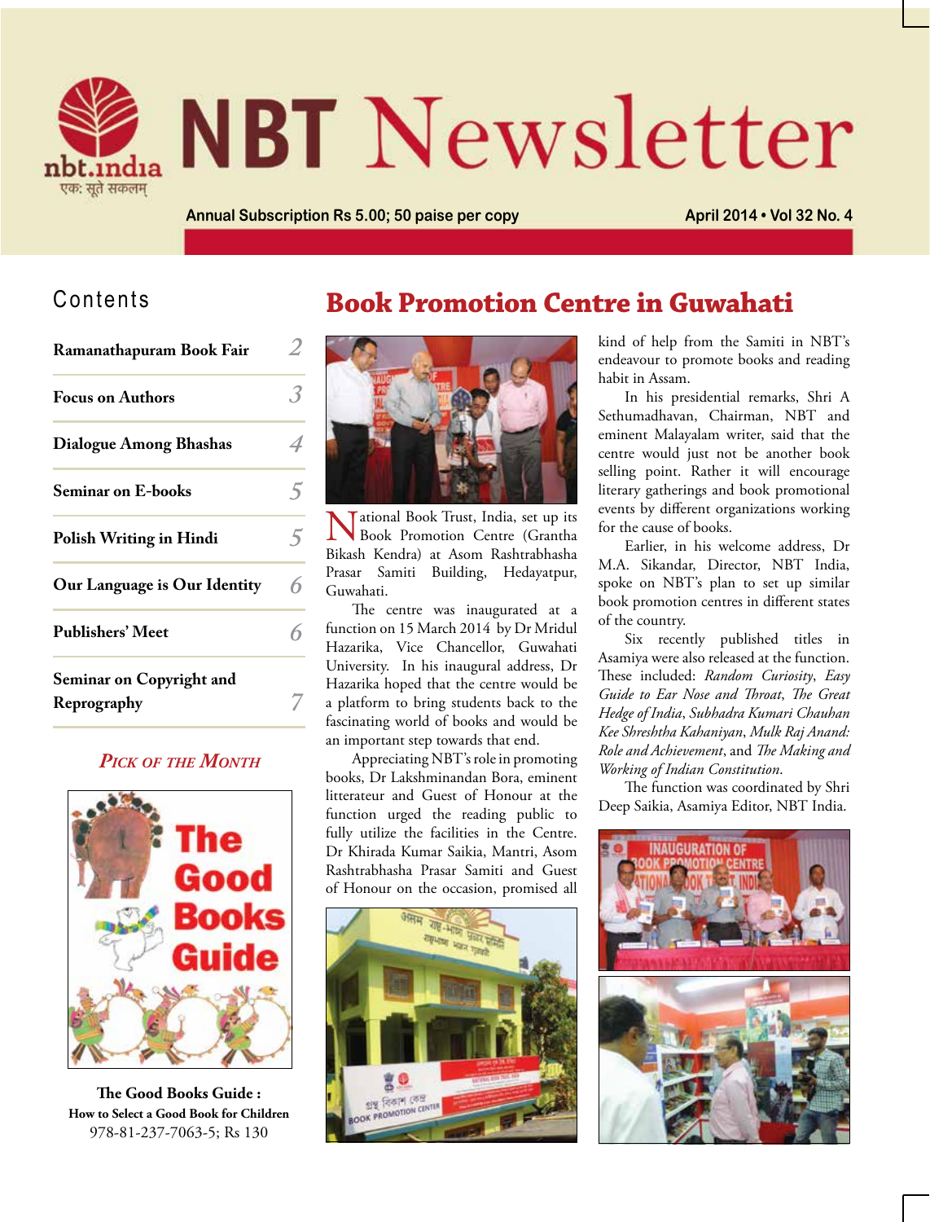# NBT Newsletter

Annual Subscription Rs 5.00; 50 paise per copy

April 2014 • Vol 32 No. 4

## Contents

| | |
|---|---|
| Ramanathapuram Book Fair | 2 |
| Focus on Authors | 3 |
| Dialogue Among Bhashas | 4 |
| Seminar on E-books | 5 |
| Polish Writing in Hindi | 5 |
| Our Language is Our Identity | 6 |
| Publishers' Meet | 6 |
| Seminar on Copyright and Reprography | 7 |

### *Pick of the Month*

**The Good Books Guide :**
**How to Select a Good Book for Children**
978-81-237-7063-5; Rs 130

# Book Promotion Centre in Guwahati

National Book Trust, India, set up its Book Promotion Centre (Grantha Bikash Kendra) at Asom Rashtrabhasha Prasar Samiti Building, Hedayatpur, Guwahati.

The centre was inaugurated at a function on 15 March 2014 by Dr Mridul Hazarika, Vice Chancellor, Guwahati University. In his inaugural address, Dr Hazarika hoped that the centre would be a platform to bring students back to the fascinating world of books and would be an important step towards that end.

Appreciating NBT's role in promoting books, Dr Lakshminandan Bora, eminent litterateur and Guest of Honour at the function urged the reading public to fully utilize the facilities in the Centre. Dr Khirada Kumar Saikia, Mantri, Asom Rashtrabhasha Prasar Samiti and Guest of Honour on the occasion, promised all kind of help from the Samiti in NBT's endeavour to promote books and reading habit in Assam.

In his presidential remarks, Shri A Sethumadhavan, Chairman, NBT and eminent Malayalam writer, said that the centre would just not be another book selling point. Rather it will encourage literary gatherings and book promotional events by different organizations working for the cause of books.

Earlier, in his welcome address, Dr M.A. Sikandar, Director, NBT India, spoke on NBT's plan to set up similar book promotion centres in different states of the country.

Six recently published titles in Asamiya were also released at the function. These included: *Random Curiosity*, *Easy Guide to Ear Nose and Throat*, *The Great Hedge of India*, *Subhadra Kumari Chauhan Kee Shreshtha Kahaniyan*, *Mulk Raj Anand: Role and Achievement*, and *The Making and Working of Indian Constitution*.

The function was coordinated by Shri Deep Saikia, Asamiya Editor, NBT India.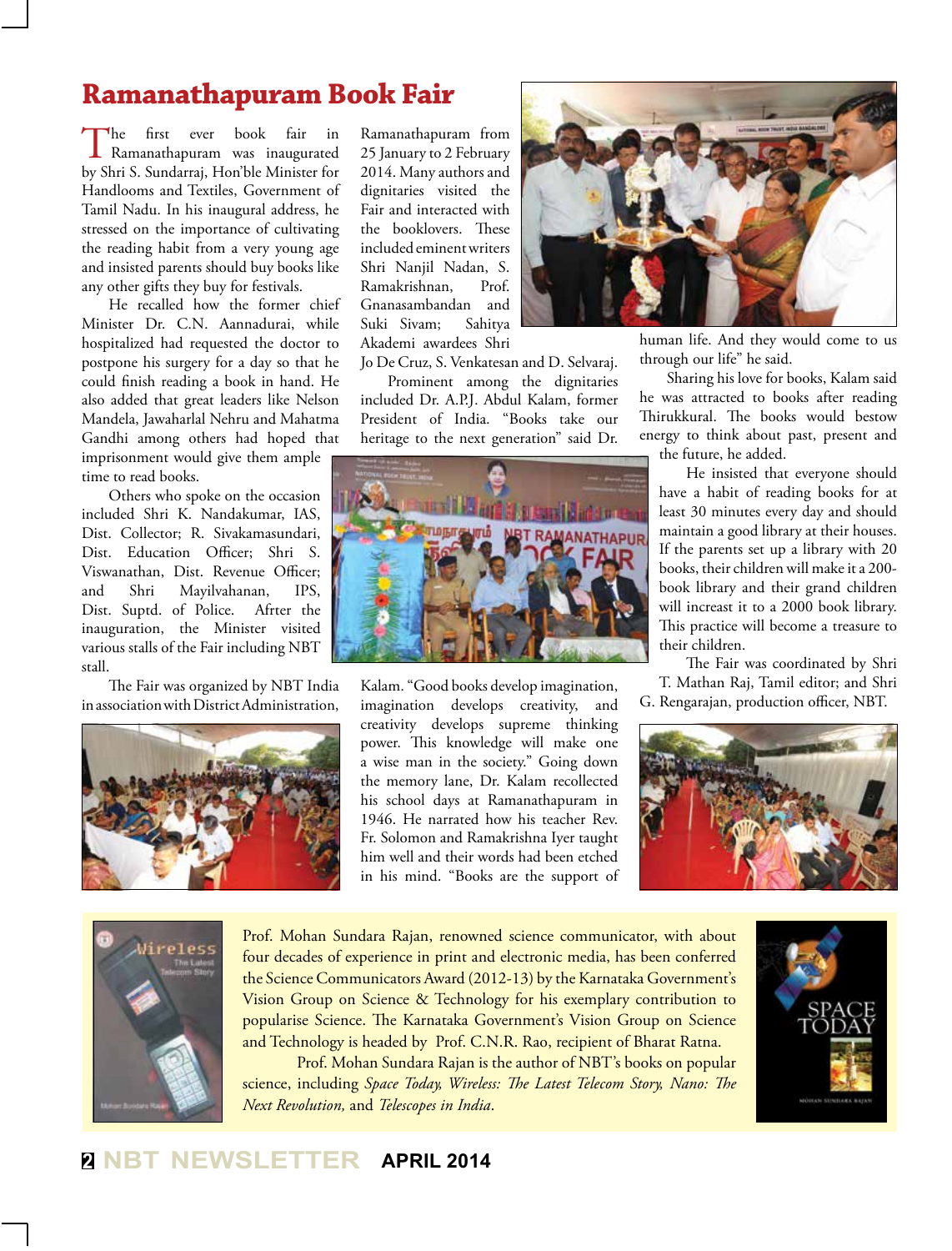# Ramanathapuram Book Fair

The first ever book fair in Ramanathapuram was inaugurated by Shri S. Sundarraj, Hon'ble Minister for Handlooms and Textiles, Government of Tamil Nadu. In his inaugural address, he stressed on the importance of cultivating the reading habit from a very young age and insisted parents should buy books like any other gifts they buy for festivals.

He recalled how the former chief Minister Dr. C.N. Aannadurai, while hospitalized had requested the doctor to postpone his surgery for a day so that he could finish reading a book in hand. He also added that great leaders like Nelson Mandela, Jawaharlal Nehru and Mahatma Gandhi among others had hoped that imprisonment would give them ample time to read books.

Others who spoke on the occasion included Shri K. Nandakumar, IAS, Dist. Collector; R. Sivakamasundari, Dist. Education Officer; Shri S. Viswanathan, Dist. Revenue Officer; and Shri Mayilvahanan, IPS, Dist. Suptd. of Police. Afrter the inauguration, the Minister visited various stalls of the Fair including NBT stall.

The Fair was organized by NBT India in association with District Administration, Ramanathapuram from 25 January to 2 February 2014. Many authors and dignitaries visited the Fair and interacted with the booklovers. These included eminent writers Shri Nanjil Nadan, S. Ramakrishnan, Prof. Gnanasambandan and Suki Sivam; Sahitya Akademi awardees Shri Jo De Cruz, S. Venkatesan and D. Selvaraj.

Prominent among the dignitaries included Dr. A.P.J. Abdul Kalam, former President of India. "Books take our heritage to the next generation" said Dr. Kalam. "Good books develop imagination, imagination develops creativity, and creativity develops supreme thinking power. This knowledge will make one a wise man in the society." Going down the memory lane, Dr. Kalam recollected his school days at Ramanathapuram in 1946. He narrated how his teacher Rev. Fr. Solomon and Ramakrishna Iyer taught him well and their words had been etched in his mind. "Books are the support of human life. And they would come to us through our life" he said.

Sharing his love for books, Kalam said he was attracted to books after reading Thirukkural. The books would bestow energy to think about past, present and the future, he added.

He insisted that everyone should have a habit of reading books for at least 30 minutes every day and should maintain a good library at their houses. If the parents set up a library with 20 books, their children will make it a 200-book library and their grand children will increast it to a 2000 book library. This practice will become a treasure to their children.

The Fair was coordinated by Shri T. Mathan Raj, Tamil editor; and Shri G. Rengarajan, production officer, NBT.

---

Prof. Mohan Sundara Rajan, renowned science communicator, with about four decades of experience in print and electronic media, has been conferred the Science Communicators Award (2012-13) by the Karnataka Government's Vision Group on Science & Technology for his exemplary contribution to popularise Science. The Karnataka Government's Vision Group on Science and Technology is headed by Prof. C.N.R. Rao, recipient of Bharat Ratna.

Prof. Mohan Sundara Rajan is the author of NBT's books on popular science, including *Space Today, Wireless: The Latest Telecom Story, Nano: The Next Revolution,* and *Telescopes in India*.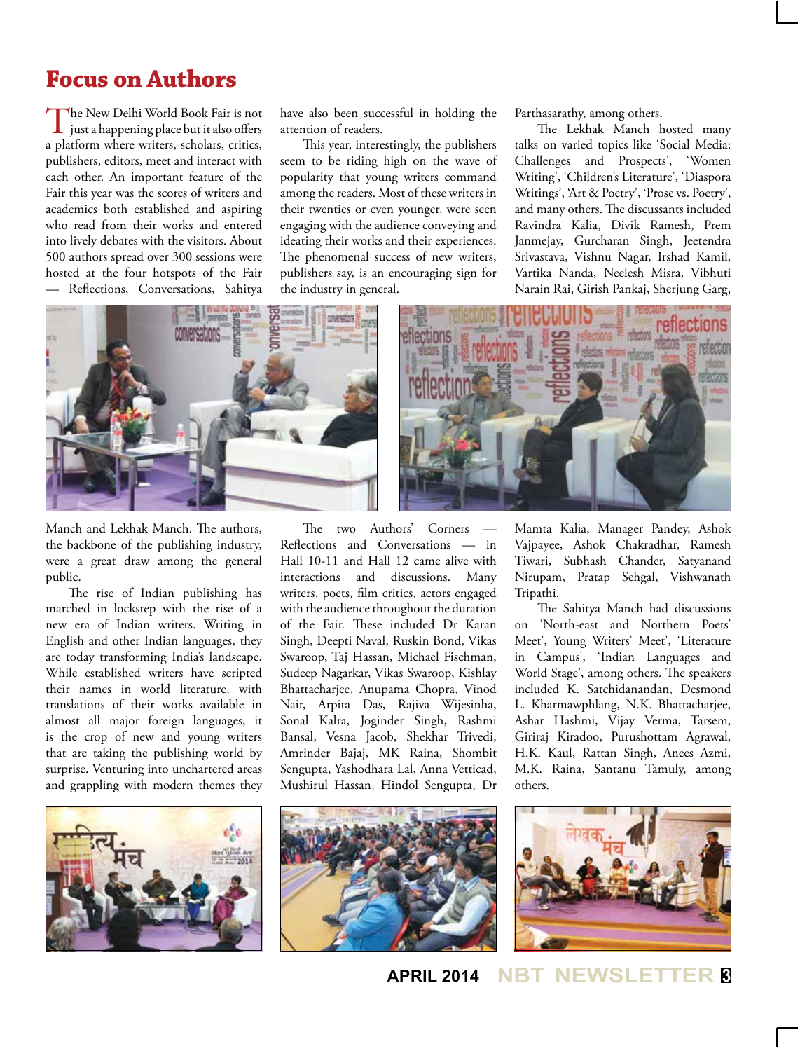# Focus on Authors

The New Delhi World Book Fair is not just a happening place but it also offers a platform where writers, scholars, critics, publishers, editors, meet and interact with each other. An important feature of the Fair this year was the scores of writers and academics both established and aspiring who read from their works and entered into lively debates with the visitors. About 500 authors spread over 300 sessions were hosted at the four hotspots of the Fair — Reflections, Conversations, Sahitya Manch and Lekhak Manch. The authors, the backbone of the publishing industry, were a great draw among the general public.

The rise of Indian publishing has marched in lockstep with the rise of a new era of Indian writers. Writing in English and other Indian languages, they are today transforming India's landscape. While established writers have scripted their names in world literature, with translations of their works available in almost all major foreign languages, it is the crop of new and young writers that are taking the publishing world by surprise. Venturing into unchartered areas and grappling with modern themes they have also been successful in holding the attention of readers.

This year, interestingly, the publishers seem to be riding high on the wave of popularity that young writers command among the readers. Most of these writers in their twenties or even younger, were seen engaging with the audience conveying and ideating their works and their experiences. The phenomenal success of new writers, publishers say, is an encouraging sign for the industry in general.

The two Authors' Corners — Reflections and Conversations — in Hall 10-11 and Hall 12 came alive with interactions and discussions. Many writers, poets, film critics, actors engaged with the audience throughout the duration of the Fair. These included Dr Karan Singh, Deepti Naval, Ruskin Bond, Vikas Swaroop, Taj Hassan, Michael Fischman, Sudeep Nagarkar, Vikas Swaroop, Kishlay Bhattacharjee, Anupama Chopra, Vinod Nair, Arpita Das, Rajiva Wijesinha, Sonal Kalra, Joginder Singh, Rashmi Bansal, Vesna Jacob, Shekhar Trivedi, Amrinder Bajaj, MK Raina, Shombit Sengupta, Yashodhara Lal, Anna Vetticad, Mushirul Hassan, Hindol Sengupta, Dr Parthasarathy, among others.

The Lekhak Manch hosted many talks on varied topics like 'Social Media: Challenges and Prospects', 'Women Writing', 'Children's Literature', 'Diaspora Writings', 'Art & Poetry', 'Prose vs. Poetry', and many others. The discussants included Ravindra Kalia, Divik Ramesh, Prem Janmejay, Gurcharan Singh, Jeetendra Srivastava, Vishnu Nagar, Irshad Kamil, Vartika Nanda, Neelesh Misra, Vibhuti Narain Rai, Girish Pankaj, Sherjung Garg, Mamta Kalia, Manager Pandey, Ashok Vajpayee, Ashok Chakradhar, Ramesh Tiwari, Subhash Chander, Satyanand Nirupam, Pratap Sehgal, Vishwanath Tripathi.

The Sahitya Manch had discussions on 'North-east and Northern Poets' Meet', Young Writers' Meet', 'Literature in Campus', 'Indian Languages and World Stage', among others. The speakers included K. Satchidanandan, Desmond L. Kharmawphlang, N.K. Bhattacharjee, Ashar Hashmi, Vijay Verma, Tarsem, Giriraj Kiradoo, Purushottam Agrawal, H.K. Kaul, Rattan Singh, Anees Azmi, M.K. Raina, Santanu Tamuly, among others.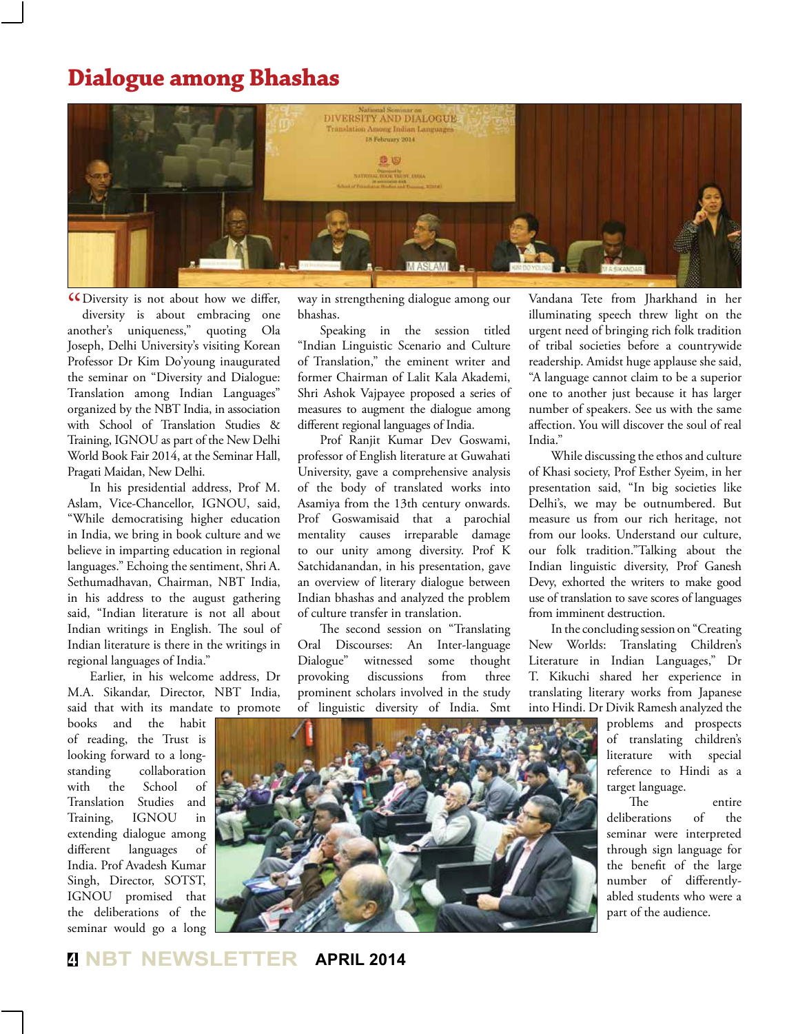# Dialogue among Bhashas

"Diversity is not about how we differ, diversity is about embracing one another's uniqueness," quoting Ola Joseph, Delhi University's visiting Korean Professor Dr Kim Do'young inaugurated the seminar on "Diversity and Dialogue: Translation among Indian Languages" organized by the NBT India, in association with School of Translation Studies & Training, IGNOU as part of the New Delhi World Book Fair 2014, at the Seminar Hall, Pragati Maidan, New Delhi.

In his presidential address, Prof M. Aslam, Vice-Chancellor, IGNOU, said, "While democratising higher education in India, we bring in book culture and we believe in imparting education in regional languages." Echoing the sentiment, Shri A. Sethumadhavan, Chairman, NBT India, in his address to the august gathering said, "Indian literature is not all about Indian writings in English. The soul of Indian literature is there in the writings in regional languages of India."

Earlier, in his welcome address, Dr M.A. Sikandar, Director, NBT India, said that with its mandate to promote books and the habit of reading, the Trust is looking forward to a long-standing collaboration with the School of Translation Studies and Training, IGNOU in extending dialogue among different languages of India. Prof Avadesh Kumar Singh, Director, SOTST, IGNOU promised that the deliberations of the seminar would go a long way in strengthening dialogue among our bhashas.

Speaking in the session titled "Indian Linguistic Scenario and Culture of Translation," the eminent writer and former Chairman of Lalit Kala Akademi, Shri Ashok Vajpayee proposed a series of measures to augment the dialogue among different regional languages of India.

Prof Ranjit Kumar Dev Goswami, professor of English literature at Guwahati University, gave a comprehensive analysis of the body of translated works into Asamiya from the 13th century onwards. Prof Goswamisaid that a parochial mentality causes irreparable damage to our unity among diversity. Prof K Satchidanandan, in his presentation, gave an overview of literary dialogue between Indian bhashas and analyzed the problem of culture transfer in translation.

The second session on "Translating Oral Discourses: An Inter-language Dialogue" witnessed some thought provoking discussions from three prominent scholars involved in the study of linguistic diversity of India. Smt Vandana Tete from Jharkhand in her illuminating speech threw light on the urgent need of bringing rich folk tradition of tribal societies before a countrywide readership. Amidst huge applause she said, "A language cannot claim to be a superior one to another just because it has larger number of speakers. See us with the same affection. You will discover the soul of real India."

While discussing the ethos and culture of Khasi society, Prof Esther Syeim, in her presentation said, "In big societies like Delhi's, we may be outnumbered. But measure us from our rich heritage, not from our looks. Understand our culture, our folk tradition."Talking about the Indian linguistic diversity, Prof Ganesh Devy, exhorted the writers to make good use of translation to save scores of languages from imminent destruction.

In the concluding session on "Creating New Worlds: Translating Children's Literature in Indian Languages," Dr T. Kikuchi shared her experience in translating literary works from Japanese into Hindi. Dr Divik Ramesh analyzed the problems and prospects of translating children's literature with special reference to Hindi as a target language.

The entire deliberations of the seminar were interpreted through sign language for the benefit of the large number of differently-abled students who were a part of the audience.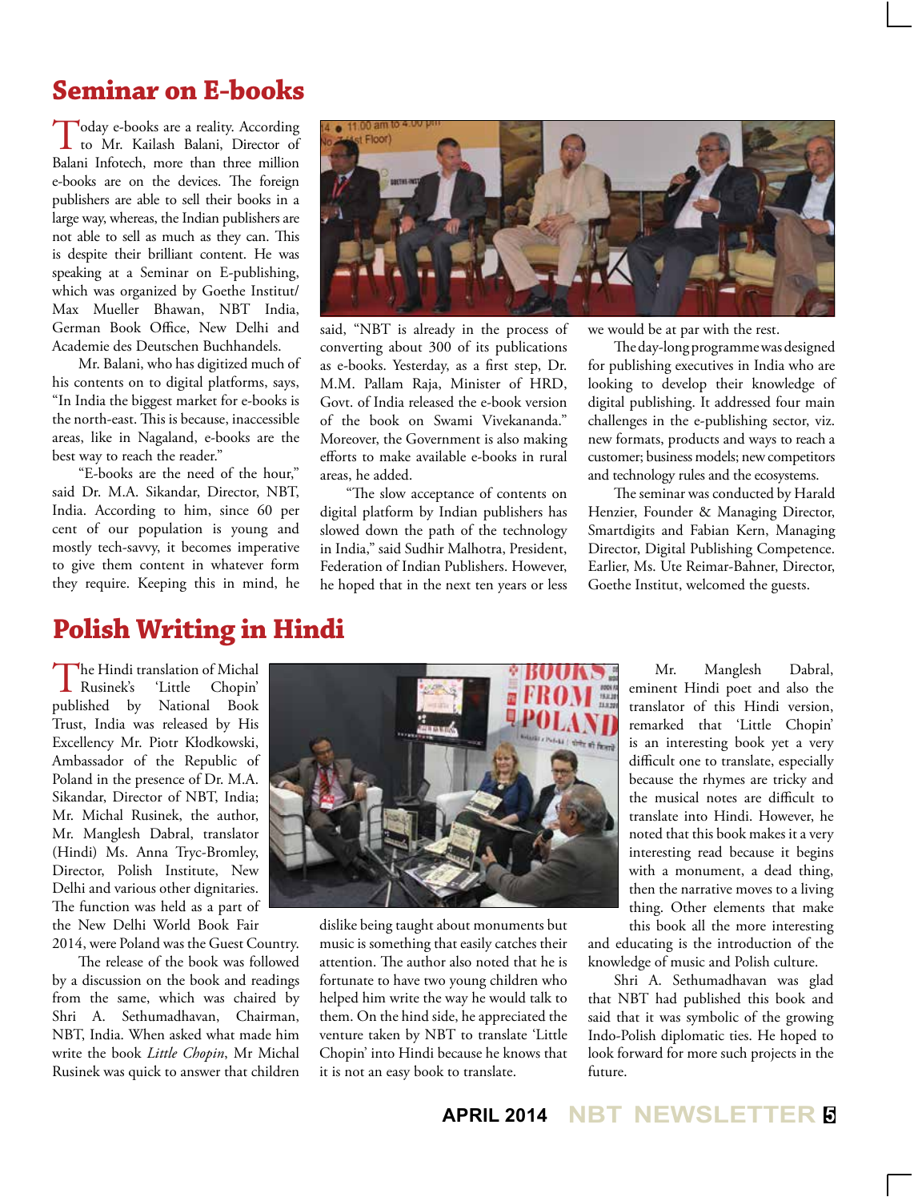# Seminar on E-books

Today e-books are a reality. According to Mr. Kailash Balani, Director of Balani Infotech, more than three million e-books are on the devices. The foreign publishers are able to sell their books in a large way, whereas, the Indian publishers are not able to sell as much as they can. This is despite their brilliant content. He was speaking at a Seminar on E-publishing, which was organized by Goethe Institut/ Max Mueller Bhawan, NBT India, German Book Office, New Delhi and Academie des Deutschen Buchhandels.

Mr. Balani, who has digitized much of his contents on to digital platforms, says, "In India the biggest market for e-books is the north-east. This is because, inaccessible areas, like in Nagaland, e-books are the best way to reach the reader."

"E-books are the need of the hour," said Dr. M.A. Sikandar, Director, NBT, India. According to him, since 60 per cent of our population is young and mostly tech-savvy, it becomes imperative to give them content in whatever form they require. Keeping this in mind, he said, "NBT is already in the process of converting about 300 of its publications as e-books. Yesterday, as a first step, Dr. M.M. Pallam Raja, Minister of HRD, Govt. of India released the e-book version of the book on Swami Vivekananda." Moreover, the Government is also making efforts to make available e-books in rural areas, he added.

"The slow acceptance of contents on digital platform by Indian publishers has slowed down the path of the technology in India," said Sudhir Malhotra, President, Federation of Indian Publishers. However, he hoped that in the next ten years or less we would be at par with the rest.

The day-long programme was designed for publishing executives in India who are looking to develop their knowledge of digital publishing. It addressed four main challenges in the e-publishing sector, viz. new formats, products and ways to reach a customer; business models; new competitors and technology rules and the ecosystems.

The seminar was conducted by Harald Henzier, Founder & Managing Director, Smartdigits and Fabian Kern, Managing Director, Digital Publishing Competence. Earlier, Ms. Ute Reimar-Bahner, Director, Goethe Institut, welcomed the guests.

# Polish Writing in Hindi

The Hindi translation of Michal Rusinek's 'Little Chopin' published by National Book Trust, India was released by His Excellency Mr. Piotr Kłodkowski, Ambassador of the Republic of Poland in the presence of Dr. M.A. Sikandar, Director of NBT, India; Mr. Michal Rusinek, the author, Mr. Manglesh Dabral, translator (Hindi) Ms. Anna Tryc-Bromley, Director, Polish Institute, New Delhi and various other dignitaries. The function was held as a part of the New Delhi World Book Fair 2014, were Poland was the Guest Country.

The release of the book was followed by a discussion on the book and readings from the same, which was chaired by Shri A. Sethumadhavan, Chairman, NBT, India. When asked what made him write the book *Little Chopin*, Mr Michal Rusinek was quick to answer that children dislike being taught about monuments but music is something that easily catches their attention. The author also noted that he is fortunate to have two young children who helped him write the way he would talk to them. On the hind side, he appreciated the venture taken by NBT to translate 'Little Chopin' into Hindi because he knows that it is not an easy book to translate.

Mr. Manglesh Dabral, eminent Hindi poet and also the translator of this Hindi version, remarked that 'Little Chopin' is an interesting book yet a very difficult one to translate, especially because the rhymes are tricky and the musical notes are difficult to translate into Hindi. However, he noted that this book makes it a very interesting read because it begins with a monument, a dead thing, then the narrative moves to a living thing. Other elements that make this book all the more interesting and educating is the introduction of the knowledge of music and Polish culture.

Shri A. Sethumadhavan was glad that NBT had published this book and said that it was symbolic of the growing Indo-Polish diplomatic ties. He hoped to look forward for more such projects in the future.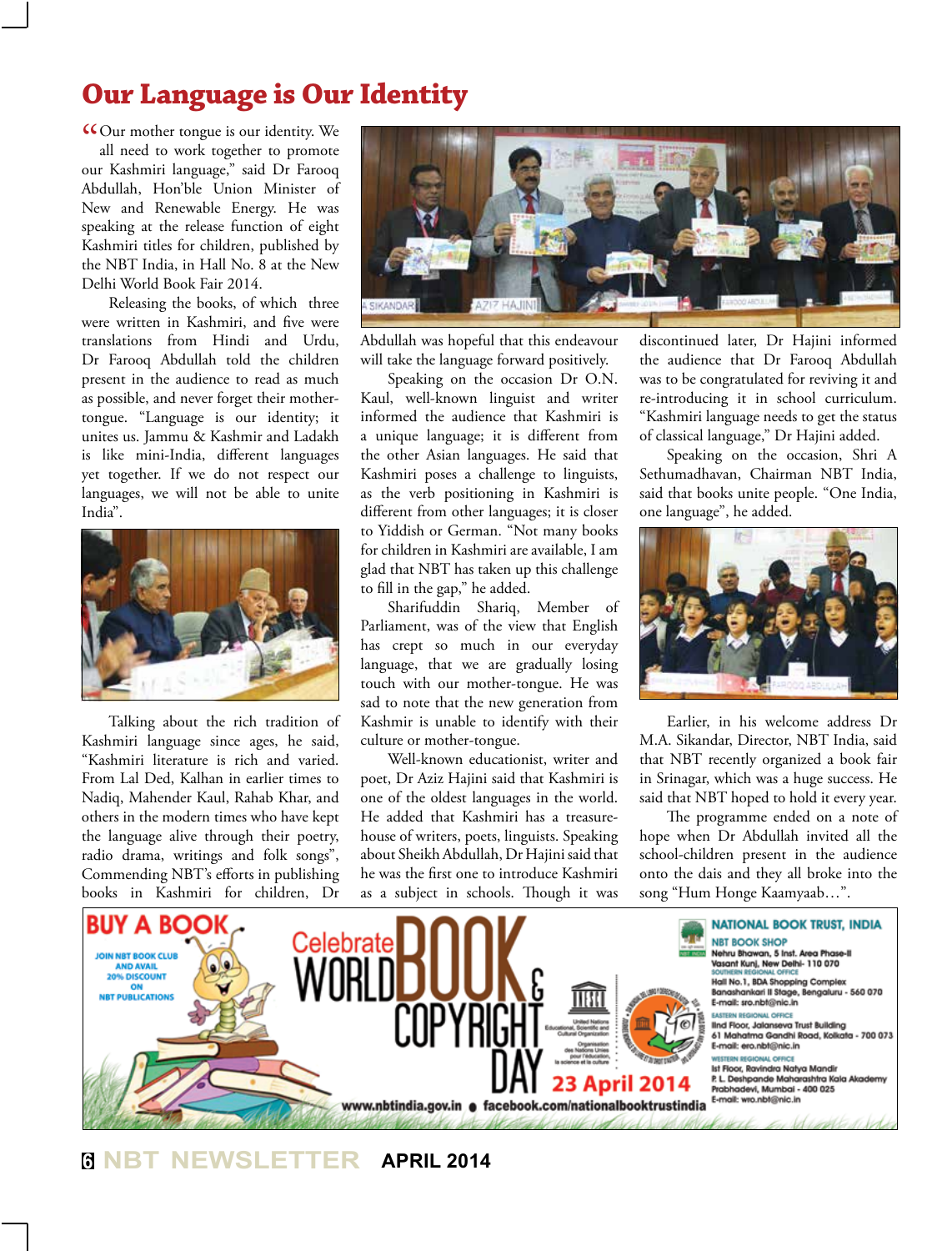# Our Language is Our Identity

"Our mother tongue is our identity. We all need to work together to promote our Kashmiri language," said Dr Farooq Abdullah, Hon'ble Union Minister of New and Renewable Energy. He was speaking at the release function of eight Kashmiri titles for children, published by the NBT India, in Hall No. 8 at the New Delhi World Book Fair 2014.

Releasing the books, of which three were written in Kashmiri, and five were translations from Hindi and Urdu, Dr Farooq Abdullah told the children present in the audience to read as much as possible, and never forget their mother-tongue. "Language is our identity; it unites us. Jammu & Kashmir and Ladakh is like mini-India, different languages yet together. If we do not respect our languages, we will not be able to unite India".

Talking about the rich tradition of Kashmiri language since ages, he said, "Kashmiri literature is rich and varied. From Lal Ded, Kalhan in earlier times to Nadiq, Mahender Kaul, Rahab Khar, and others in the modern times who have kept the language alive through their poetry, radio drama, writings and folk songs", Commending NBT's efforts in publishing books in Kashmiri for children, Dr Abdullah was hopeful that this endeavour will take the language forward positively.

Speaking on the occasion Dr O.N. Kaul, well-known linguist and writer informed the audience that Kashmiri is a unique language; it is different from the other Asian languages. He said that Kashmiri poses a challenge to linguists, as the verb positioning in Kashmiri is different from other languages; it is closer to Yiddish or German. "Not many books for children in Kashmiri are available, I am glad that NBT has taken up this challenge to fill in the gap," he added.

Sharifuddin Shariq, Member of Parliament, was of the view that English has crept so much in our everyday language, that we are gradually losing touch with our mother-tongue. He was sad to note that the new generation from Kashmir is unable to identify with their culture or mother-tongue.

Well-known educationist, writer and poet, Dr Aziz Hajini said that Kashmiri is one of the oldest languages in the world. He added that Kashmiri has a treasure-house of writers, poets, linguists. Speaking about Sheikh Abdullah, Dr Hajini said that he was the first one to introduce Kashmiri as a subject in schools. Though it was discontinued later, Dr Hajini informed the audience that Dr Farooq Abdullah was to be congratulated for reviving it and re-introducing it in school curriculum. "Kashmiri language needs to get the status of classical language," Dr Hajini added.

Speaking on the occasion, Shri A Sethumadhavan, Chairman NBT India, said that books unite people. "One India, one language", he added.

Earlier, in his welcome address Dr M.A. Sikandar, Director, NBT India, said that NBT recently organized a book fair in Srinagar, which was a huge success. He said that NBT hoped to hold it every year.

The programme ended on a note of hope when Dr Abdullah invited all the school-children present in the audience onto the dais and they all broke into the song "Hum Honge Kaamyaab…".

---

**BUY A BOOK**

JOIN NBT BOOK CLUB AND AVAIL 20% DISCOUNT ON NBT PUBLICATIONS

Celebrate WORLD BOOK & COPYRIGHT DAY — 23 April 2014

www.nbtindia.gov.in • facebook.com/nationalbooktrustindia

**NATIONAL BOOK TRUST, INDIA**

NBT BOOK SHOP
Nehru Bhawan, 5 Inst. Area Phase-II
Vasant Kunj, New Delhi- 110 070

SOUTHERN REGIONAL OFFICE
Hall No.1, BDA Shopping Complex
Banashankari II Stage, Bengaluru - 560 070
E-mail: sro.nbt@nic.in

EASTERN REGIONAL OFFICE
IInd Floor, Jalanseva Trust Building
61 Mahatma Gandhi Road, Kolkata - 700 073
E-mail: ero.nbt@nic.in

WESTERN REGIONAL OFFICE
Ist Floor, Ravindra Natya Mandir
P. L. Deshpande Maharashtra Kala Akademy
Prabhadevi, Mumbai - 400 025
E-mail: wro.nbt@nic.in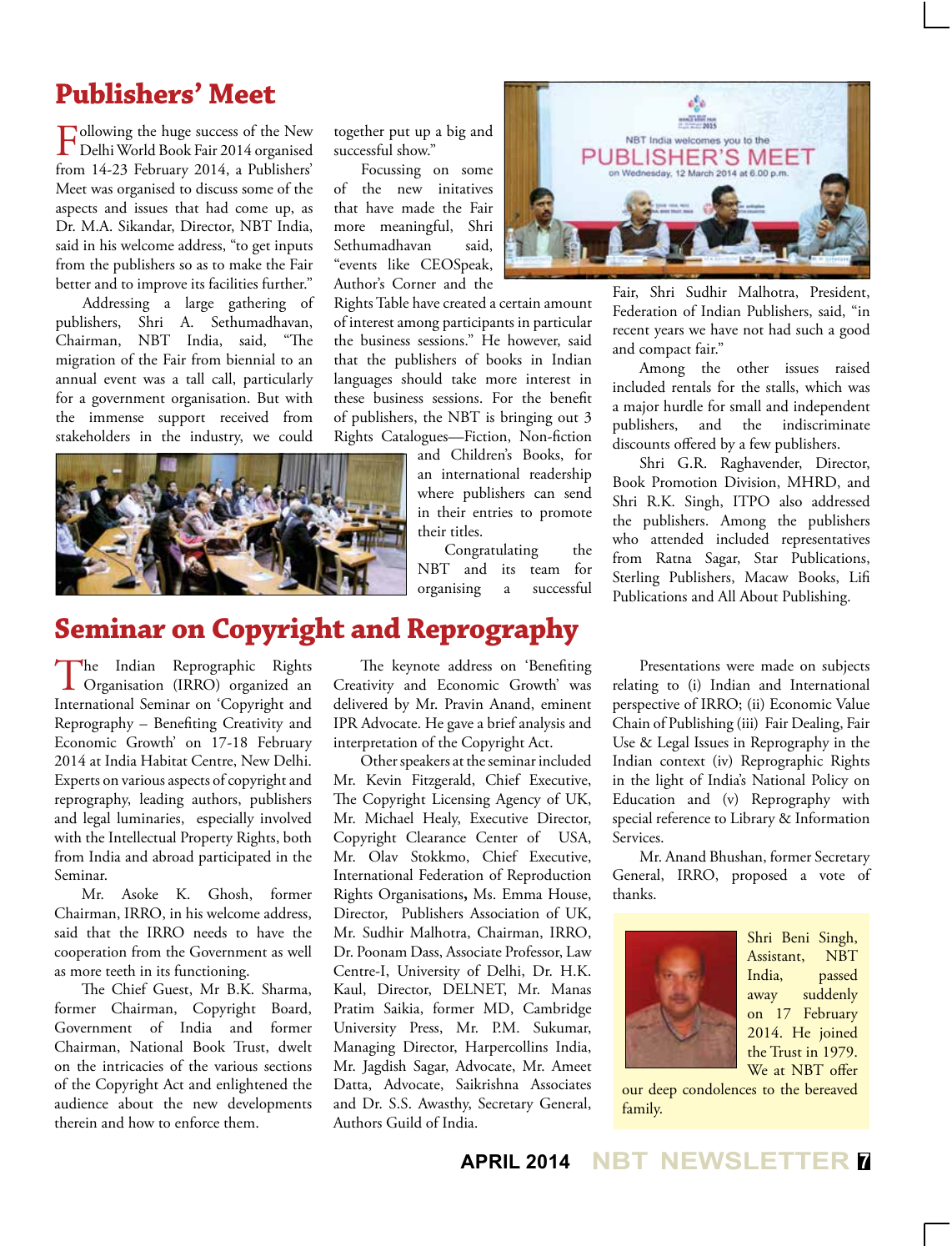## Publishers' Meet

Following the huge success of the New Delhi World Book Fair 2014 organised from 14-23 February 2014, a Publishers' Meet was organised to discuss some of the aspects and issues that had come up, as Dr. M.A. Sikandar, Director, NBT India, said in his welcome address, "to get inputs from the publishers so as to make the Fair better and to improve its facilities further."

Addressing a large gathering of publishers, Shri A. Sethumadhavan, Chairman, NBT India, said, "The migration of the Fair from biennial to an annual event was a tall call, particularly for a government organisation. But with the immense support received from stakeholders in the industry, we could together put up a big and successful show."

Focussing on some of the new initatives that have made the Fair more meaningful, Shri Sethumadhavan said, "events like CEOSpeak, Author's Corner and the Rights Table have created a certain amount of interest among participants in particular the business sessions." He however, said that the publishers of books in Indian languages should take more interest in these business sessions. For the benefit of publishers, the NBT is bringing out 3 Rights Catalogues—Fiction, Non-fiction and Children's Books, for an international readership where publishers can send in their entries to promote their titles.

Congratulating the NBT and its team for organising a successful Fair, Shri Sudhir Malhotra, President, Federation of Indian Publishers, said, "in recent years we have not had such a good and compact fair."

Among the other issues raised included rentals for the stalls, which was a major hurdle for small and independent publishers, and the indiscriminate discounts offered by a few publishers.

Shri G.R. Raghavender, Director, Book Promotion Division, MHRD, and Shri R.K. Singh, ITPO also addressed the publishers. Among the publishers who attended included representatives from Ratna Sagar, Star Publications, Sterling Publishers, Macaw Books, Lifi Publications and All About Publishing.

## Seminar on Copyright and Reprography

The Indian Reprographic Rights Organisation (IRRO) organized an International Seminar on 'Copyright and Reprography – Benefiting Creativity and Economic Growth' on 17-18 February 2014 at India Habitat Centre, New Delhi. Experts on various aspects of copyright and reprography, leading authors, publishers and legal luminaries, especially involved with the Intellectual Property Rights, both from India and abroad participated in the Seminar.

Mr. Asoke K. Ghosh, former Chairman, IRRO, in his welcome address, said that the IRRO needs to have the cooperation from the Government as well as more teeth in its functioning.

The Chief Guest, Mr B.K. Sharma, former Chairman, Copyright Board, Government of India and former Chairman, National Book Trust, dwelt on the intricacies of the various sections of the Copyright Act and enlightened the audience about the new developments therein and how to enforce them.

The keynote address on 'Benefiting Creativity and Economic Growth' was delivered by Mr. Pravin Anand, eminent IPR Advocate. He gave a brief analysis and interpretation of the Copyright Act.

Other speakers at the seminar included Mr. Kevin Fitzgerald, Chief Executive, The Copyright Licensing Agency of UK, Mr. Michael Healy, Executive Director, Copyright Clearance Center of USA, Mr. Olav Stokkmo, Chief Executive, International Federation of Reproduction Rights Organisations, Ms. Emma House, Director, Publishers Association of UK, Mr. Sudhir Malhotra, Chairman, IRRO, Dr. Poonam Dass, Associate Professor, Law Centre-I, University of Delhi, Dr. H.K. Kaul, Director, DELNET, Mr. Manas Pratim Saikia, former MD, Cambridge University Press, Mr. P.M. Sukumar, Managing Director, Harpercollins India, Mr. Jagdish Sagar, Advocate, Mr. Ameet Datta, Advocate, Saikrishna Associates and Dr. S.S. Awasthy, Secretary General, Authors Guild of India.

Presentations were made on subjects relating to (i) Indian and International perspective of IRRO; (ii) Economic Value Chain of Publishing (iii) Fair Dealing, Fair Use & Legal Issues in Reprography in the Indian context (iv) Reprographic Rights in the light of India's National Policy on Education and (v) Reprography with special reference to Library & Information Services.

Mr. Anand Bhushan, former Secretary General, IRRO, proposed a vote of thanks.

Shri Beni Singh, Assistant, NBT India, passed away suddenly on 17 February 2014. He joined the Trust in 1979. We at NBT offer our deep condolences to the bereaved family.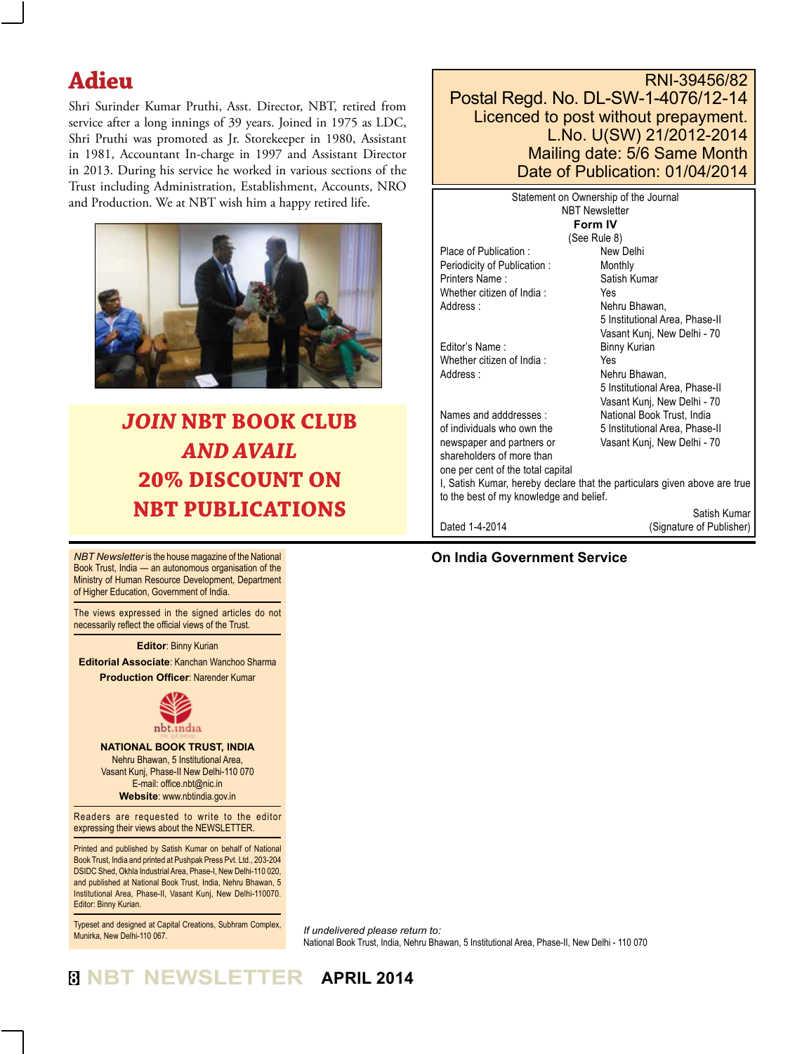# Adieu

Shri Surinder Kumar Pruthi, Asst. Director, NBT, retired from service after a long innings of 39 years. Joined in 1975 as LDC, Shri Pruthi was promoted as Jr. Storekeeper in 1980, Assistant in 1981, Accountant In-charge in 1997 and Assistant Director in 2013. During his service he worked in various sections of the Trust including Administration, Establishment, Accounts, NRO and Production. We at NBT wish him a happy retired life.

## *JOIN* NBT BOOK CLUB *AND AVAIL* 20% DISCOUNT ON NBT PUBLICATIONS

RNI-39456/82
Postal Regd. No. DL-SW-1-4076/12-14
Licenced to post without prepayment.
L.No. U(SW) 21/2012-2014
Mailing date: 5/6 Same Month
Date of Publication: 01/04/2014

Statement on Ownership of the Journal
NBT Newsletter
**Form IV**
(See Rule 8)

| | |
|---|---|
| Place of Publication : | New Delhi |
| Periodicity of Publication : | Monthly |
| Printers Name : | Satish Kumar |
| Whether citizen of India : | Yes |
| Address : | Nehru Bhawan, 5 Institutional Area, Phase-II Vasant Kunj, New Delhi - 70 |
| Editor's Name : | Binny Kurian |
| Whether citizen of India : | Yes |
| Address : | Nehru Bhawan, 5 Institutional Area, Phase-II Vasant Kunj, New Delhi - 70 |
| Names and adddresses : of individuals who own the newspaper and partners or shareholders of more than one per cent of the total capital | National Book Trust, India 5 Institutional Area, Phase-II Vasant Kunj, New Delhi - 70 |

I, Satish Kumar, hereby declare that the particulars given above are true to the best of my knowledge and belief.

Satish Kumar
Dated 1-4-2014 (Signature of Publisher)

*NBT Newsletter* is the house magazine of the National Book Trust, India — an autonomous organisation of the Ministry of Human Resource Development, Department of Higher Education, Government of India.

The views expressed in the signed articles do not necessarily reflect the official views of the Trust.

**Editor**: Binny Kurian
**Editorial Associate**: Kanchan Wanchoo Sharma
**Production Officer**: Narender Kumar

**NATIONAL BOOK TRUST, INDIA**
Nehru Bhawan, 5 Institutional Area,
Vasant Kunj, Phase-II New Delhi-110 070
E-mail: office.nbt@nic.in
**Website**: www.nbtindia.gov.in

Readers are requested to write to the editor expressing their views about the NEWSLETTER.

Printed and published by Satish Kumar on behalf of National Book Trust, India and printed at Pushpak Press Pvt. Ltd., 203-204 DSIDC Shed, Okhla Industrial Area, Phase-I, New Delhi-110 020, and published at National Book Trust, India, Nehru Bhawan, 5 Institutional Area, Phase-II, Vasant Kunj, New Delhi-110070. Editor: Binny Kurian.

Typeset and designed at Capital Creations, Subhram Complex, Munirka, New Delhi-110 067.

**On India Government Service**

*If undelivered please return to:*
National Book Trust, India, Nehru Bhawan, 5 Institutional Area, Phase-II, New Delhi - 110 070